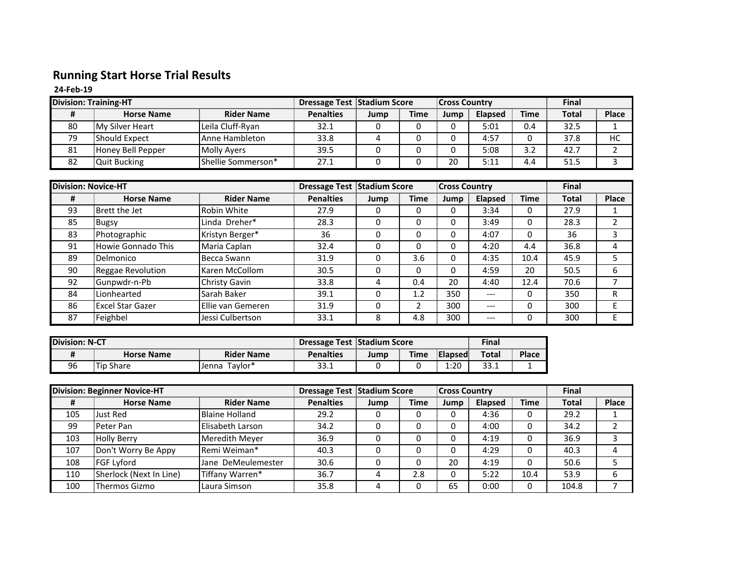# Running Start Horse Trial Results

**24-Feb-19**

| Division: Training-HT | | | Dressage Test | Stadium Score | | Cross Country | | | Final | |
|---|---|---|---|---|---|---|---|---|---|---|
| # | Horse Name | Rider Name | Penalties | Jump | Time | Jump | Elapsed | Time | Total | Place |
| 80 | My Silver Heart | Leila Cluff-Ryan | 32.1 | 0 | 0 | 0 | 5:01 | 0.4 | 32.5 | 1 |
| 79 | Should Expect | Anne Hambleton | 33.8 | 4 | 0 | 0 | 4:57 | 0 | 37.8 | HC |
| 81 | Honey Bell Pepper | Molly Ayers | 39.5 | 0 | 0 | 0 | 5:08 | 3.2 | 42.7 | 2 |
| 82 | Quit Bucking | Shellie Sommerson* | 27.1 | 0 | 0 | 20 | 5:11 | 4.4 | 51.5 | 3 |

| Division: Novice-HT | | | Dressage Test | Stadium Score | | Cross Country | | | Final | |
|---|---|---|---|---|---|---|---|---|---|---|
| # | Horse Name | Rider Name | Penalties | Jump | Time | Jump | Elapsed | Time | Total | Place |
| 93 | Brett the Jet | Robin White | 27.9 | 0 | 0 | 0 | 3:34 | 0 | 27.9 | 1 |
| 85 | Bugsy | Linda Dreher* | 28.3 | 0 | 0 | 0 | 3:49 | 0 | 28.3 | 2 |
| 83 | Photographic | Kristyn Berger* | 36 | 0 | 0 | 0 | 4:07 | 0 | 36 | 3 |
| 91 | Howie Gonnado This | Maria Caplan | 32.4 | 0 | 0 | 0 | 4:20 | 4.4 | 36.8 | 4 |
| 89 | Delmonico | Becca Swann | 31.9 | 0 | 3.6 | 0 | 4:35 | 10.4 | 45.9 | 5 |
| 90 | Reggae Revolution | Karen McCollom | 30.5 | 0 | 0 | 0 | 4:59 | 20 | 50.5 | 6 |
| 92 | Gunpwdr-n-Pb | Christy Gavin | 33.8 | 4 | 0.4 | 20 | 4:40 | 12.4 | 70.6 | 7 |
| 84 | Lionhearted | Sarah Baker | 39.1 | 0 | 1.2 | 350 | --- | 0 | 350 | R |
| 86 | Excel Star Gazer | Ellie van Gemeren | 31.9 | 0 | 2 | 300 | --- | 0 | 300 | E |
| 87 | Feighbel | Jessi Culbertson | 33.1 | 8 | 4.8 | 300 | --- | 0 | 300 | E |

| Division: N-CT | | | Dressage Test | Stadium Score | | | Final | |
|---|---|---|---|---|---|---|---|---|
| # | Horse Name | Rider Name | Penalties | Jump | Time | Elapsed | Total | Place |
| 96 | Tip Share | Jenna Taylor* | 33.1 | 0 | 0 | 1:20 | 33.1 | 1 |

| Division: Beginner Novice-HT | | | Dressage Test | Stadium Score | | Cross Country | | | Final | |
|---|---|---|---|---|---|---|---|---|---|---|
| # | Horse Name | Rider Name | Penalties | Jump | Time | Jump | Elapsed | Time | Total | Place |
| 105 | Just Red | Blaine Holland | 29.2 | 0 | 0 | 0 | 4:36 | 0 | 29.2 | 1 |
| 99 | Peter Pan | Elisabeth Larson | 34.2 | 0 | 0 | 0 | 4:00 | 0 | 34.2 | 2 |
| 103 | Holly Berry | Meredith Meyer | 36.9 | 0 | 0 | 0 | 4:19 | 0 | 36.9 | 3 |
| 107 | Don't Worry Be Appy | Remi Weiman* | 40.3 | 0 | 0 | 0 | 4:29 | 0 | 40.3 | 4 |
| 108 | FGF Lyford | Jane DeMeulemester | 30.6 | 0 | 0 | 20 | 4:19 | 0 | 50.6 | 5 |
| 110 | Sherlock (Next In Line) | Tiffany Warren* | 36.7 | 4 | 2.8 | 0 | 5:22 | 10.4 | 53.9 | 6 |
| 100 | Thermos Gizmo | Laura Simson | 35.8 | 4 | 0 | 65 | 0:00 | 0 | 104.8 | 7 |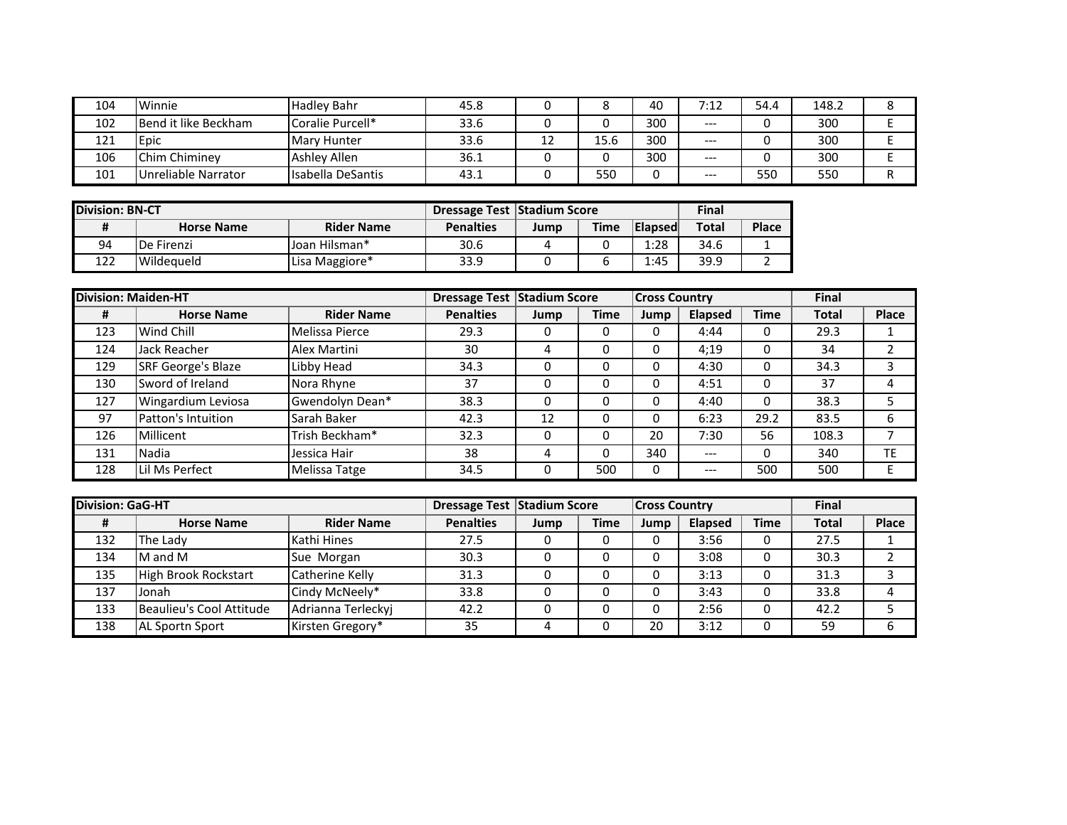| | | | | | | | | | | |
|---|---|---|---|---|---|---|---|---|---|---|
| 104 | Winnie | Hadley Bahr | 45.8 | 0 | 8 | 40 | 7:12 | 54.4 | 148.2 | 8 |
| 102 | Bend it like Beckham | Coralie Purcell* | 33.6 | 0 | 0 | 300 | --- | 0 | 300 | E |
| 121 | Epic | Mary Hunter | 33.6 | 12 | 15.6 | 300 | --- | 0 | 300 | E |
| 106 | Chim Chiminey | Ashley Allen | 36.1 | 0 | 0 | 300 | --- | 0 | 300 | E |
| 101 | Unreliable Narrator | Isabella DeSantis | 43.1 | 0 | 550 | 0 | --- | 550 | 550 | R |

| Division: BN-CT | | | Dressage Test | Stadium Score | | | Final | |
|---|---|---|---|---|---|---|---|---|
| # | Horse Name | Rider Name | Penalties | Jump | Time | Elapsed | Total | Place |
| 94 | De Firenzi | Joan Hilsman* | 30.6 | 4 | 0 | 1:28 | 34.6 | 1 |
| 122 | Wildequeld | Lisa Maggiore* | 33.9 | 0 | 6 | 1:45 | 39.9 | 2 |

| Division: Maiden-HT | | | Dressage Test | Stadium Score | | Cross Country | | | Final | |
|---|---|---|---|---|---|---|---|---|---|---|
| # | Horse Name | Rider Name | Penalties | Jump | Time | Jump | Elapsed | Time | Total | Place |
| 123 | Wind Chill | Melissa Pierce | 29.3 | 0 | 0 | 0 | 4:44 | 0 | 29.3 | 1 |
| 124 | Jack Reacher | Alex Martini | 30 | 4 | 0 | 0 | 4;19 | 0 | 34 | 2 |
| 129 | SRF George's Blaze | Libby Head | 34.3 | 0 | 0 | 0 | 4:30 | 0 | 34.3 | 3 |
| 130 | Sword of Ireland | Nora Rhyne | 37 | 0 | 0 | 0 | 4:51 | 0 | 37 | 4 |
| 127 | Wingardium Leviosa | Gwendolyn Dean* | 38.3 | 0 | 0 | 0 | 4:40 | 0 | 38.3 | 5 |
| 97 | Patton's Intuition | Sarah Baker | 42.3 | 12 | 0 | 0 | 6:23 | 29.2 | 83.5 | 6 |
| 126 | Millicent | Trish Beckham* | 32.3 | 0 | 0 | 20 | 7:30 | 56 | 108.3 | 7 |
| 131 | Nadia | Jessica Hair | 38 | 4 | 0 | 340 | --- | 0 | 340 | TE |
| 128 | Lil Ms Perfect | Melissa Tatge | 34.5 | 0 | 500 | 0 | --- | 500 | 500 | E |

| Division: GaG-HT | | | Dressage Test | Stadium Score | | Cross Country | | | Final | |
|---|---|---|---|---|---|---|---|---|---|---|
| # | Horse Name | Rider Name | Penalties | Jump | Time | Jump | Elapsed | Time | Total | Place |
| 132 | The Lady | Kathi Hines | 27.5 | 0 | 0 | 0 | 3:56 | 0 | 27.5 | 1 |
| 134 | M and M | Sue Morgan | 30.3 | 0 | 0 | 0 | 3:08 | 0 | 30.3 | 2 |
| 135 | High Brook Rockstart | Catherine Kelly | 31.3 | 0 | 0 | 0 | 3:13 | 0 | 31.3 | 3 |
| 137 | Jonah | Cindy McNeely* | 33.8 | 0 | 0 | 0 | 3:43 | 0 | 33.8 | 4 |
| 133 | Beaulieu's Cool Attitude | Adrianna Terleckyj | 42.2 | 0 | 0 | 0 | 2:56 | 0 | 42.2 | 5 |
| 138 | AL Sportn Sport | Kirsten Gregory* | 35 | 4 | 0 | 20 | 3:12 | 0 | 59 | 6 |